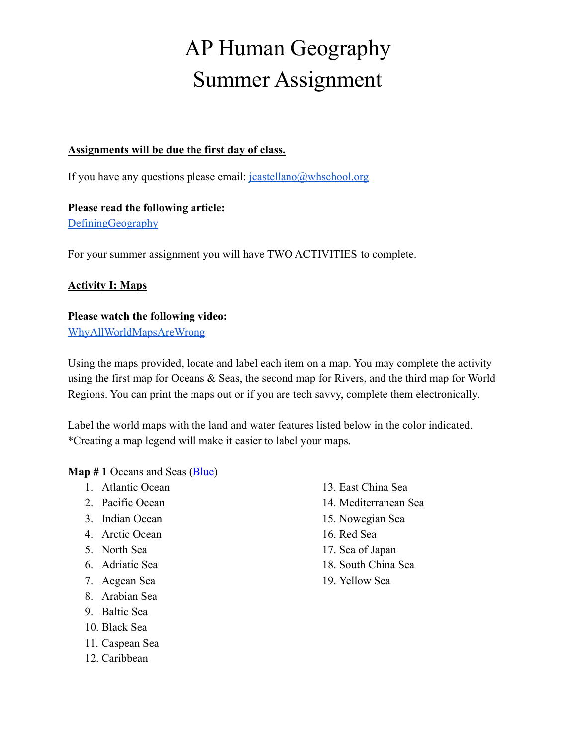# AP Human Geography
# Summer Assignment

**Assignments will be due the first day of class.**

If you have any questions please email: jcastellano@whschool.org

**Please read the following article:**
DefiningGeography

For your summer assignment you will have TWO ACTIVITIES to complete.

**Activity I: Maps**

**Please watch the following video:**
WhyAllWorldMapsAreWrong

Using the maps provided, locate and label each item on a map. You may complete the activity using the first map for Oceans & Seas, the second map for Rivers, and the third map for World Regions. You can print the maps out or if you are tech savvy, complete them electronically.

Label the world maps with the land and water features listed below in the color indicated. *Creating a map legend will make it easier to label your maps.

**Map # 1** Oceans and Seas (Blue)

1. Atlantic Ocean
2. Pacific Ocean
3. Indian Ocean
4. Arctic Ocean
5. North Sea
6. Adriatic Sea
7. Aegean Sea
8. Arabian Sea
9. Baltic Sea
10. Black Sea
11. Caspean Sea
12. Caribbean
13. East China Sea
14. Mediterranean Sea
15. Nowegian Sea
16. Red Sea
17. Sea of Japan
18. South China Sea
19. Yellow Sea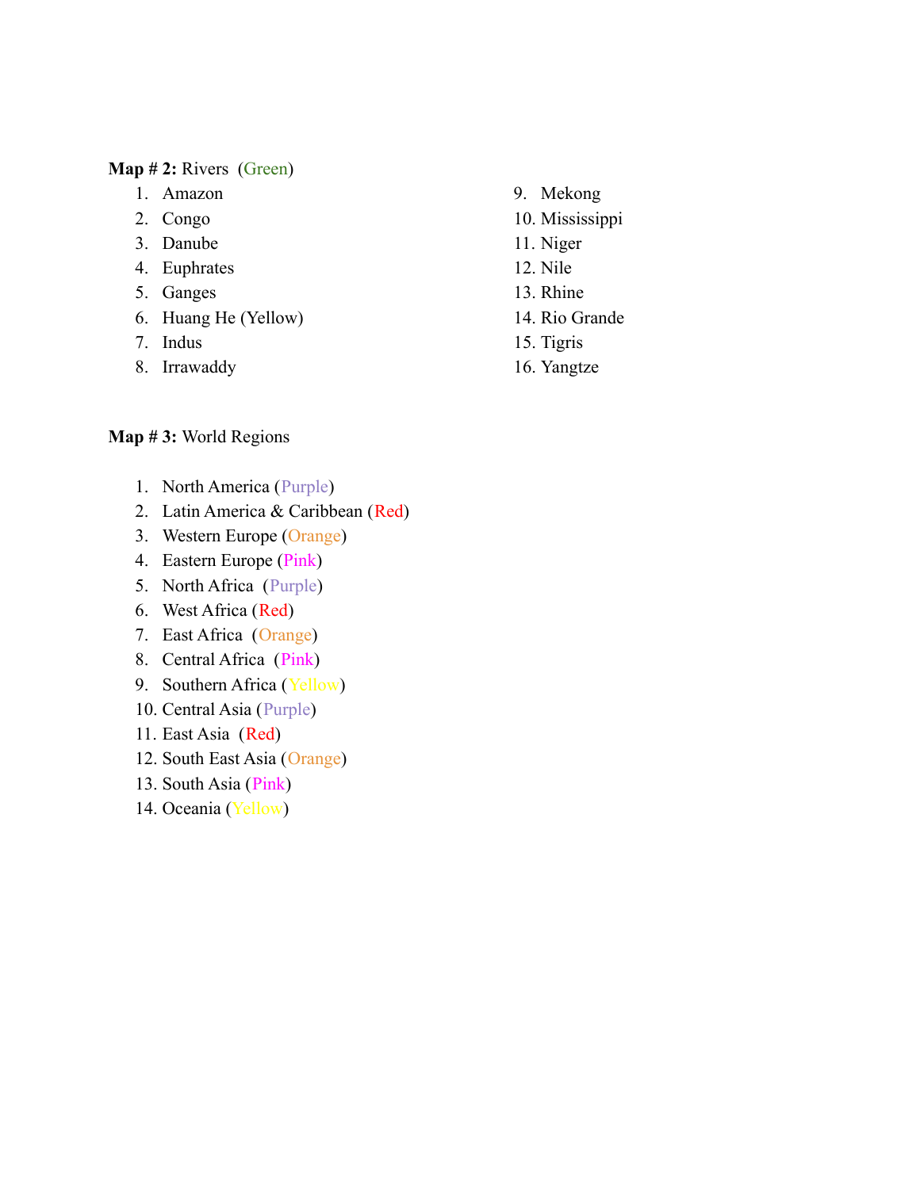**Map # 2:** Rivers (Green)

1. Amazon
2. Congo
3. Danube
4. Euphrates
5. Ganges
6. Huang He (Yellow)
7. Indus
8. Irrawaddy
9. Mekong
10. Mississippi
11. Niger
12. Nile
13. Rhine
14. Rio Grande
15. Tigris
16. Yangtze

**Map # 3:** World Regions

1. North America (Purple)
2. Latin America & Caribbean (Red)
3. Western Europe (Orange)
4. Eastern Europe (Pink)
5. North Africa (Purple)
6. West Africa (Red)
7. East Africa (Orange)
8. Central Africa (Pink)
9. Southern Africa (Yellow)
10. Central Asia (Purple)
11. East Asia (Red)
12. South East Asia (Orange)
13. South Asia (Pink)
14. Oceania (Yellow)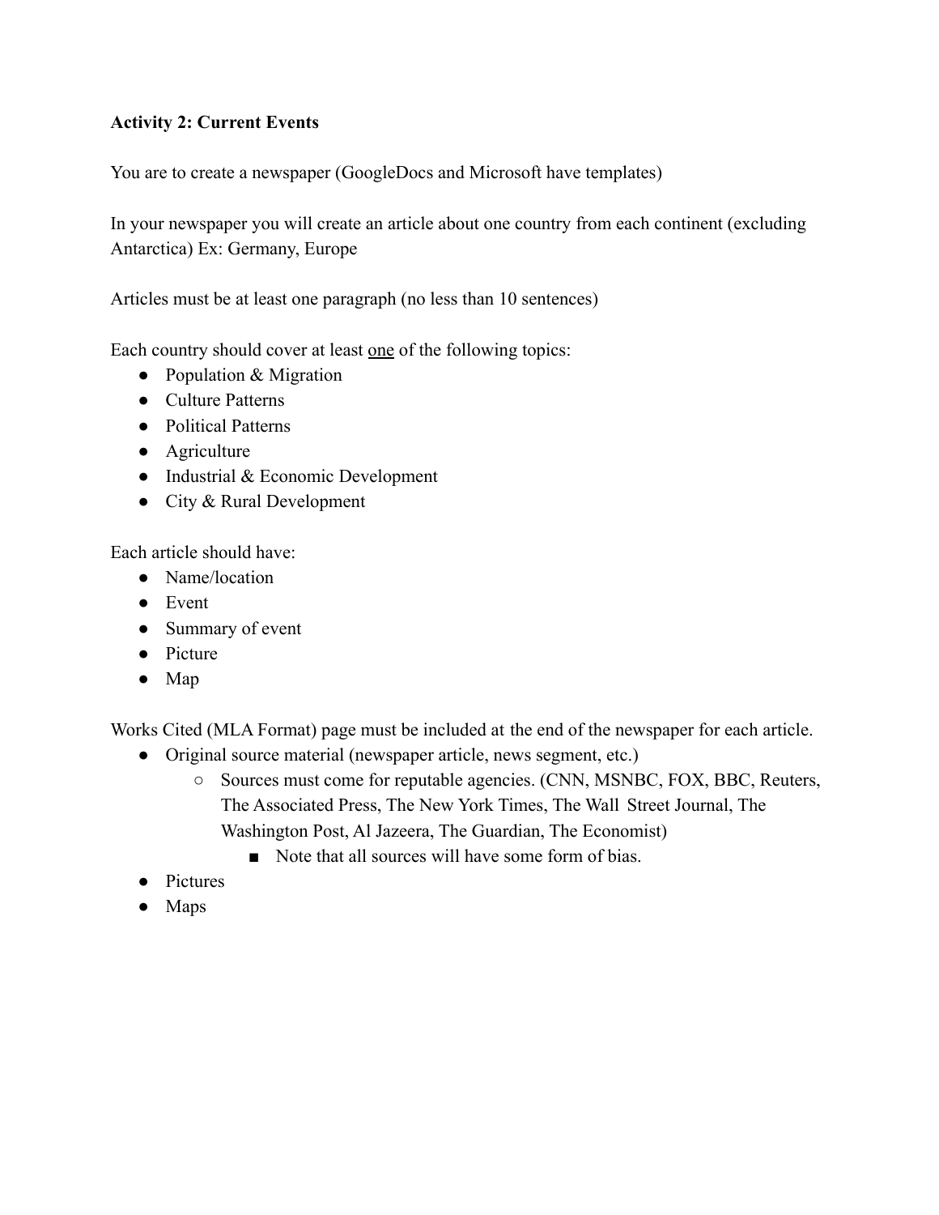**Activity 2: Current Events**

You are to create a newspaper (GoogleDocs and Microsoft have templates)

In your newspaper you will create an article about one country from each continent (excluding Antarctica) Ex: Germany, Europe

Articles must be at least one paragraph (no less than 10 sentences)

Each country should cover at least <u>one</u> of the following topics:

- Population & Migration
- Culture Patterns
- Political Patterns
- Agriculture
- Industrial & Economic Development
- City & Rural Development

Each article should have:

- Name/location
- Event
- Summary of event
- Picture
- Map

Works Cited (MLA Format) page must be included at the end of the newspaper for each article.

- Original source material (newspaper article, news segment, etc.)
  - Sources must come for reputable agencies. (CNN, MSNBC, FOX, BBC, Reuters, The Associated Press, The New York Times, The Wall Street Journal, The Washington Post, Al Jazeera, The Guardian, The Economist)
    - Note that all sources will have some form of bias.
- Pictures
- Maps